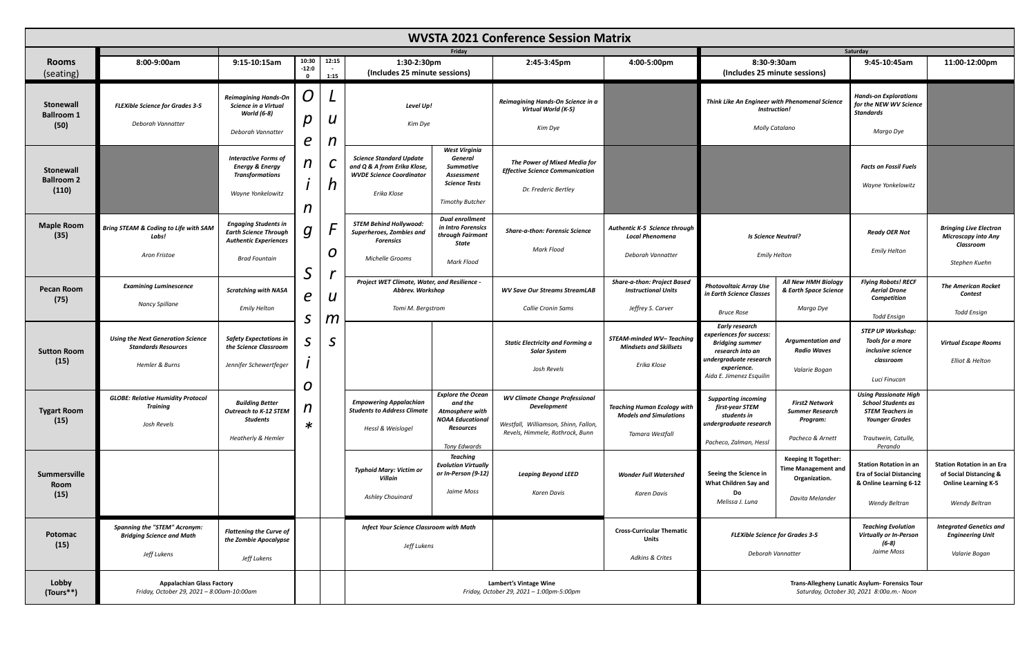# WVSTA 2021 Conference Session Matrix

| Rooms (seating) | Friday 8:00-9:00am | Friday 9:15-10:15am | Friday 10:30-12:00 | Friday 12:15-1:15 | Friday 1:30-2:30pm (Includes 25 minute sessions) | | Friday 2:45-3:45pm | Friday 4:00-5:00pm | Saturday 8:30-9:30am (Includes 25 minute sessions) | | Saturday 9:45-10:45am | Saturday 11:00-12:00pm |
|---|---|---|---|---|---|---|---|---|---|---|---|---|
| **Stonewall Ballroom 1 (50)** | *FLEXible Science for Grades 3-5* *Deborah Vannatter* | *Reimagining Hands-On Science in a Virtual World (6-8)* *Deborah Vannatter* | Opening Session* | Lunch Forums | *Level Up!* *Kim Dye* | | *Reimagining Hands-On Science in a Virtual World (K-5)* *Kim Dye* | | *Think Like An Engineer with Phenomenal Science Instruction!* *Molly Catalano* | | *Hands-on Explorations for the NEW WV Science Standards* *Margo Dye* | |
| **Stonewall Ballroom 2 (110)** | | *Interactive Forms of Energy & Energy Transformations* *Wayne Yonkelowitz* | | | *Science Standard Update and Q & A from Erika Klose, WVDE Science Coordinator* *Erika Klose* | *West Virginia General Summative Assessment Science Tests* *Timothy Butcher* | *The Power of Mixed Media for Effective Science Communication* *Dr. Frederic Bertley* | | | | *Facts on Fossil Fuels* *Wayne Yonkelowitz* | |
| **Maple Room (35)** | *Bring STEAM & Coding to Life with SAM Labs!* *Aron Fristoe* | *Engaging Students in Earth Science Through Authentic Experiences* *Brad Fountain* | | | *STEM Behind Hollywood: Superheroes, Zombies and Forensics* *Michelle Grooms* | *Dual enrollment in Intro Forensics through Fairmont State* *Mark Flood* | *Share-a-thon: Forensic Science* *Mark Flood* | *Authentic K-5 Science through Local Phenomena* *Deborah Vannatter* | *Is Science Neutral?* *Emily Helton* | | *Ready OER Not* *Emily Helton* | *Bringing Live Electron Microscopy into Any Classroom* *Stephen Kuehn* |
| **Pecan Room (75)** | *Examining Luminescence* *Nancy Spillane* | *Scratching with NASA* *Emily Helton* | | | *Project WET Climate, Water, and Resilience - Abbrev. Workshop* *Tomi M. Bergstrom* | | *WV Save Our Streams StreamLAB* *Callie Cronin Sams* | *Share-a-thon: Project Based Instructional Units* *Jeffrey S. Carver* | *Photovoltaic Array Use in Earth Science Classes* *Bruce Rose* | *All New HMH Biology & Earth Space Science* *Margo Dye* | *Flying Robots! RECF Aerial Drone Competition* *Todd Ensign* | *The American Rocket Contest* *Todd Ensign* |
| **Sutton Room (15)** | *Using the Next Generation Science Standards Resources* *Hemler & Burns* | *Safety Expectations in the Science Classroom* *Jennifer Schewertfeger* | | | | | *Static Electricity and Forming a Solar System* *Josh Revels* | *STEAM-minded WV– Teaching Mindsets and Skillsets* *Erika Klose* | *Early research experiences for success: Bridging summer research into an undergraduate research experience.* *Aida E. Jimenez Esquilin* | *Argumentation and Radio Waves* *Valarie Bogan* | *STEP UP Workshop: Tools for a more inclusive science classroom* *Luci Finucan* | *Virtual Escape Rooms* *Elliot & Helton* |
| **Tygart Room (15)** | *GLOBE: Relative Humidity Protocol Training* *Josh Revels* | *Building Better Outreach to K-12 STEM Students* *Heatherly & Hemler* | | | *Empowering Appalachian Students to Address Climate* *Hessl & Weislogel* | *Explore the Ocean and the Atmosphere with NOAA Educational Resources* *Tony Edwards* | *WV Climate Change Professional Development* *Westfall, Williamson, Shinn, Fallon, Revels, Himmele, Rothrock, Bunn* | *Teaching Human Ecology with Models and Simulations* *Tamara Westfall* | *Supporting incoming first-year STEM students in undergraduate research* *Pacheco, Zalman, Hessl* | *First2 Network Summer Research Program:* *Pacheco & Arnett* | *Using Passionate High School Students as STEM Teachers in Younger Grades* *Trautwein, Catulle, Perando* | |
| **Summersville Room (15)** | | | | | *Typhoid Mary: Victim or Villain* *Ashley Chouinard* | *Teaching Evolution Virtually or In-Person (9-12)* *Jaime Moss* | *Leaping Beyond LEED* *Karen Davis* | *Wonder Full Watershed* *Karen Davis* | Seeing the Science in What Children Say and Do *Melissa J. Luna* | Keeping It Together: Time Management and Organization. *Davita Melander* | Station Rotation in an Era of Social Distancing & Online Learning 6-12 *Wendy Beltran* | Station Rotation in an Era of Social Distancing & Online Learning K-5 *Wendy Beltran* |
| **Potomac (15)** | *Spanning the "STEM" Acronym: Bridging Science and Math* *Jeff Lukens* | *Flattening the Curve of the Zombie Apocalypse* *Jeff Lukens* | | | *Infect Your Science Classroom with Math* *Jeff Lukens* | | | Cross-Curricular Thematic Units *Adkins & Crites* | *FLEXible Science for Grades 3-5* *Deborah Vannatter* | | *Teaching Evolution Virtually or In-Person (6-8)* *Jaime Moss* | *Integrated Genetics and Engineering Unit* *Valarie Bogan* |
| **Lobby (Tours**)** | Appalachian Glass Factory *Friday, October 29, 2021 – 8:00am-10:00am* | | | | Lambert's Vintage Wine *Friday, October 29, 2021 – 1:00pm-5:00pm* | | | | Trans-Allegheny Lunatic Asylum- Forensics Tour *Saturday, October 30, 2021 8:00a.m.- Noon* | | | |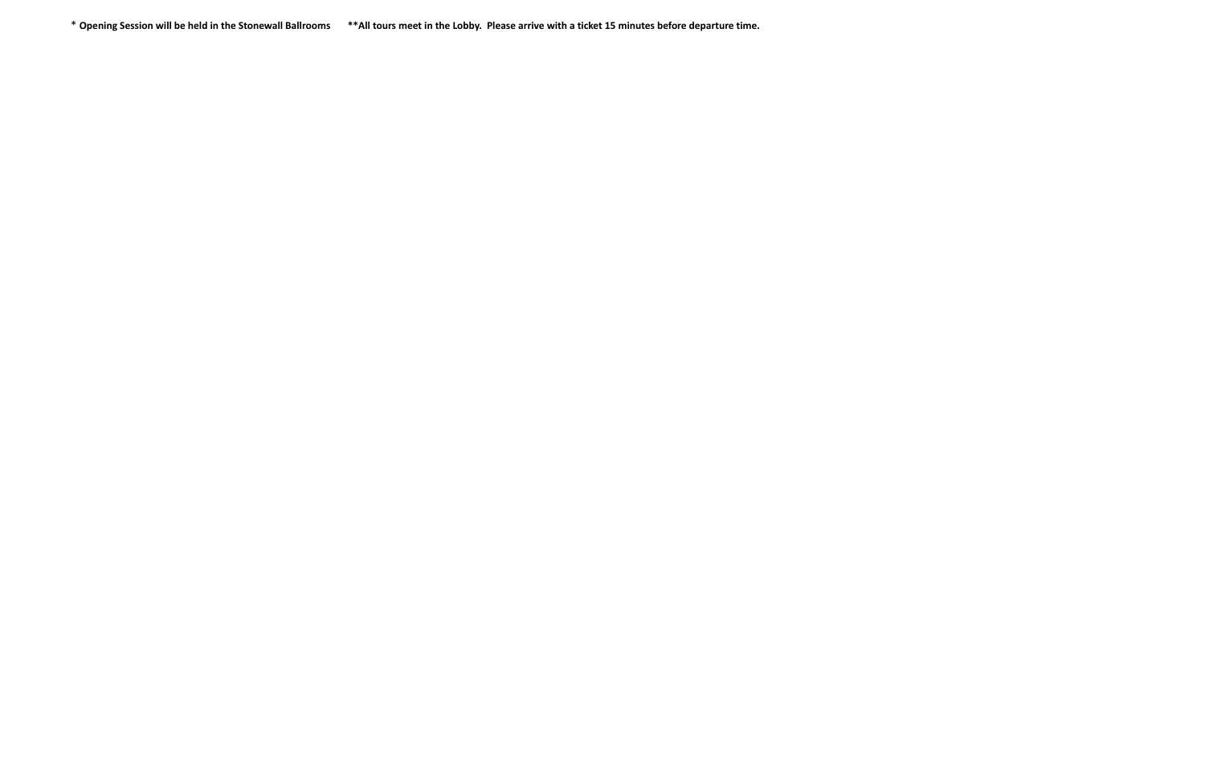* **Opening Session will be held in the Stonewall Ballrooms** **All tours meet in the Lobby. Please arrive with a ticket 15 minutes before departure time.**